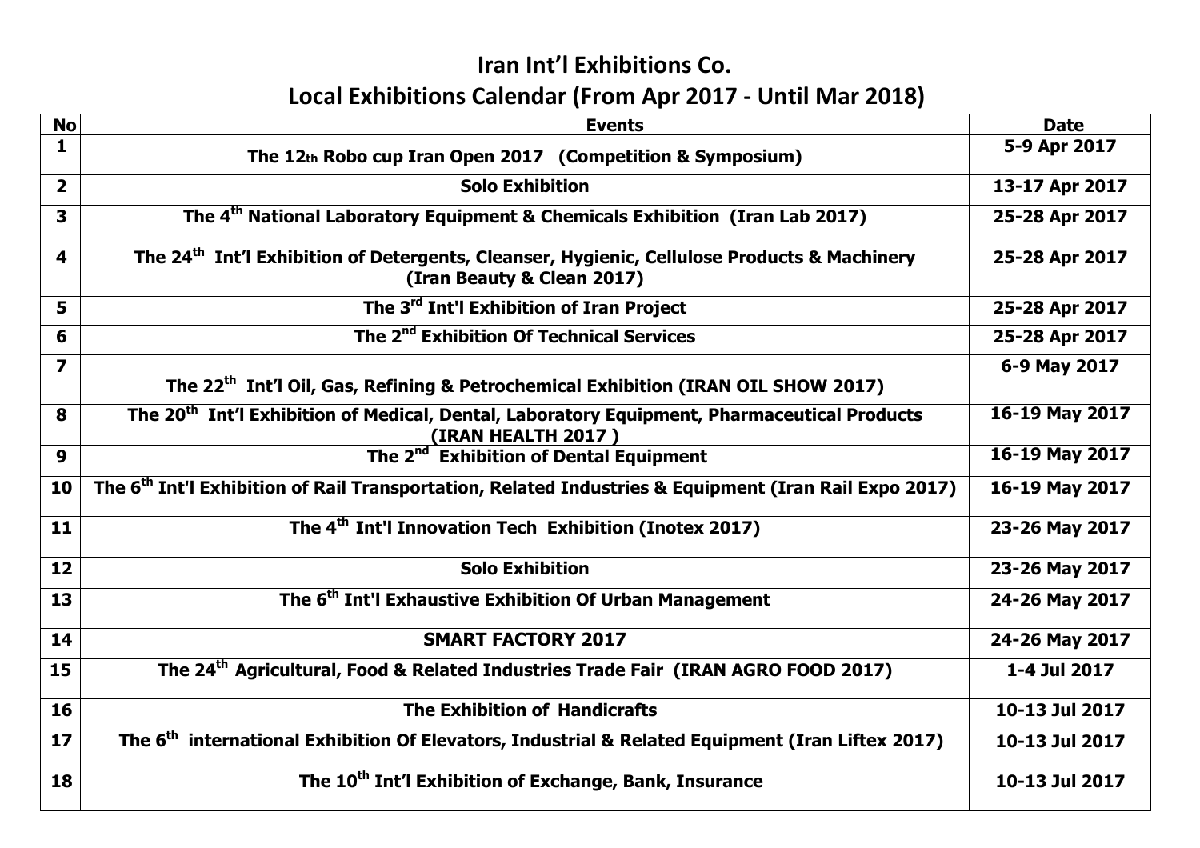# Iran Int'l Exhibitions Co.

## Local Exhibitions Calendar (From Apr 2017 - Until Mar 2018)

| No | Events | Date |
|---|---|---|
| 1 | The 12th Robo cup Iran Open 2017 (Competition & Symposium) | 5-9 Apr 2017 |
| 2 | Solo Exhibition | 13-17 Apr 2017 |
| 3 | The 4th National Laboratory Equipment & Chemicals Exhibition (Iran Lab 2017) | 25-28 Apr 2017 |
| 4 | The 24th Int'l Exhibition of Detergents, Cleanser, Hygienic, Cellulose Products & Machinery (Iran Beauty & Clean 2017) | 25-28 Apr 2017 |
| 5 | The 3rd Int'l Exhibition of Iran Project | 25-28 Apr 2017 |
| 6 | The 2nd Exhibition Of Technical Services | 25-28 Apr 2017 |
| 7 | The 22th Int'l Oil, Gas, Refining & Petrochemical Exhibition (IRAN OIL SHOW 2017) | 6-9 May 2017 |
| 8 | The 20th Int'l Exhibition of Medical, Dental, Laboratory Equipment, Pharmaceutical Products (IRAN HEALTH 2017 ) | 16-19 May 2017 |
| 9 | The 2nd Exhibition of Dental Equipment | 16-19 May 2017 |
| 10 | The 6th Int'l Exhibition of Rail Transportation, Related Industries & Equipment (Iran Rail Expo 2017) | 16-19 May 2017 |
| 11 | The 4th Int'l Innovation Tech Exhibition (Inotex 2017) | 23-26 May 2017 |
| 12 | Solo Exhibition | 23-26 May 2017 |
| 13 | The 6th Int'l Exhaustive Exhibition Of Urban Management | 24-26 May 2017 |
| 14 | SMART FACTORY 2017 | 24-26 May 2017 |
| 15 | The 24th Agricultural, Food & Related Industries Trade Fair (IRAN AGRO FOOD 2017) | 1-4 Jul 2017 |
| 16 | The Exhibition of Handicrafts | 10-13 Jul 2017 |
| 17 | The 6th international Exhibition Of Elevators, Industrial & Related Equipment (Iran Liftex 2017) | 10-13 Jul 2017 |
| 18 | The 10th Int'l Exhibition of Exchange, Bank, Insurance | 10-13 Jul 2017 |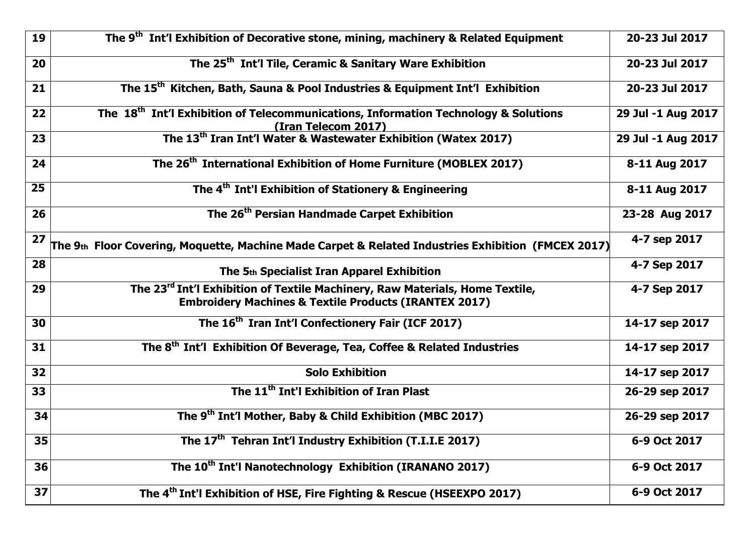| 19 | The 9th Int'l Exhibition of Decorative stone, mining, machinery & Related Equipment | 20-23 Jul 2017 |
|---|---|---|
| 20 | The 25th Int'l Tile, Ceramic & Sanitary Ware Exhibition | 20-23 Jul 2017 |
| 21 | The 15th Kitchen, Bath, Sauna & Pool Industries & Equipment Int'l Exhibition | 20-23 Jul 2017 |
| 22 | The 18th Int'l Exhibition of Telecommunications, Information Technology & Solutions (Iran Telecom 2017) | 29 Jul -1 Aug 2017 |
| 23 | The 13th Iran Int'l Water & Wastewater Exhibition (Watex 2017) | 29 Jul -1 Aug 2017 |
| 24 | The 26th International Exhibition of Home Furniture (MOBLEX 2017) | 8-11 Aug 2017 |
| 25 | The 4th Int'l Exhibition of Stationery & Engineering | 8-11 Aug 2017 |
| 26 | The 26th Persian Handmade Carpet Exhibition | 23-28 Aug 2017 |
| 27 | The 9th Floor Covering, Moquette, Machine Made Carpet & Related Industries Exhibition (FMCEX 2017) | 4-7 sep 2017 |
| 28 | The 5th Specialist Iran Apparel Exhibition | 4-7 Sep 2017 |
| 29 | The 23rd Int'l Exhibition of Textile Machinery, Raw Materials, Home Textile, Embroidery Machines & Textile Products (IRANTEX 2017) | 4-7 Sep 2017 |
| 30 | The 16th Iran Int'l Confectionery Fair (ICF 2017) | 14-17 sep 2017 |
| 31 | The 8th Int'l Exhibition Of Beverage, Tea, Coffee & Related Industries | 14-17 sep 2017 |
| 32 | Solo Exhibition | 14-17 sep 2017 |
| 33 | The 11th Int'l Exhibition of Iran Plast | 26-29 sep 2017 |
| 34 | The 9th Int'l Mother, Baby & Child Exhibition (MBC 2017) | 26-29 sep 2017 |
| 35 | The 17th Tehran Int'l Industry Exhibition (T.I.I.E 2017) | 6-9 Oct 2017 |
| 36 | The 10th Int'l Nanotechnology Exhibition (IRANANO 2017) | 6-9 Oct 2017 |
| 37 | The 4th Int'l Exhibition of HSE, Fire Fighting & Rescue (HSEEXPO 2017) | 6-9 Oct 2017 |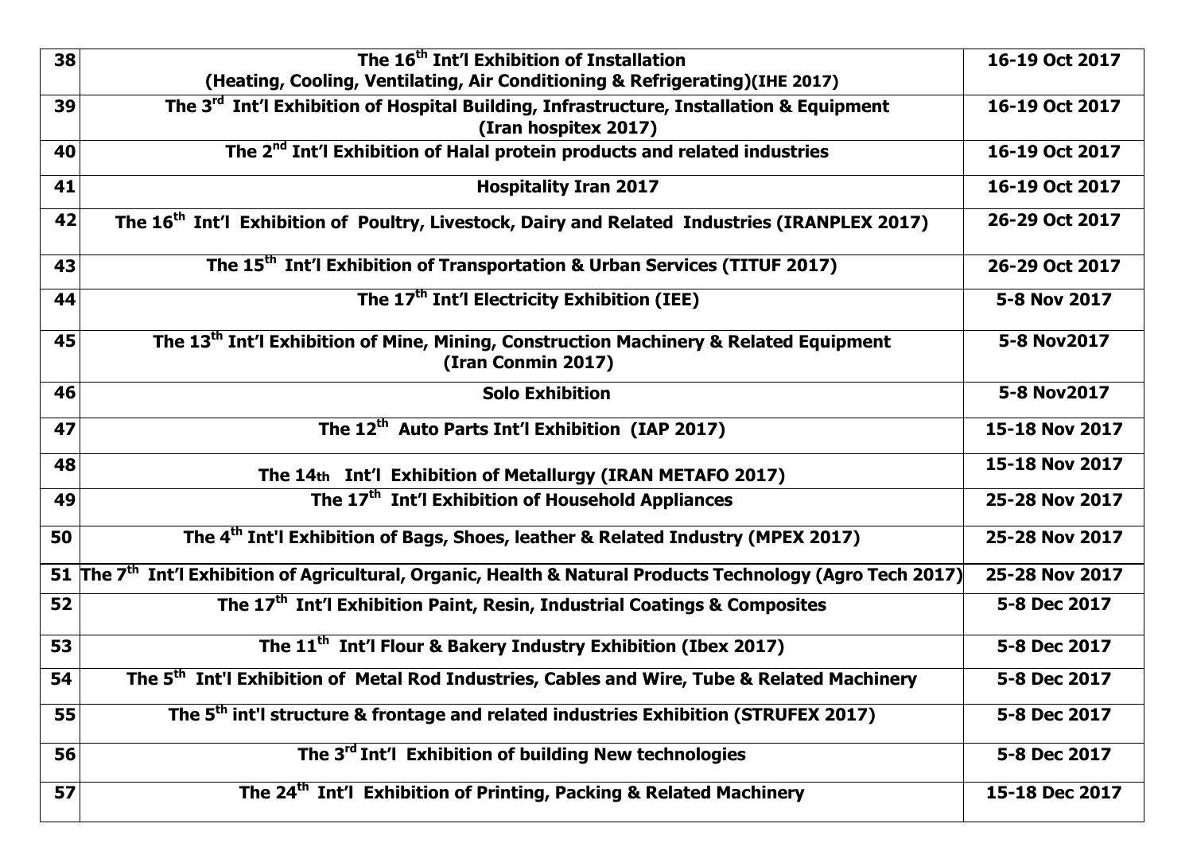| | | |
|---|---|---|
| 38 | The 16th Int'l Exhibition of Installation (Heating, Cooling, Ventilating, Air Conditioning & Refrigerating)(IHE 2017) | 16-19 Oct 2017 |
| 39 | The 3rd Int'l Exhibition of Hospital Building, Infrastructure, Installation & Equipment (Iran hospitex 2017) | 16-19 Oct 2017 |
| 40 | The 2nd Int'l Exhibition of Halal protein products and related industries | 16-19 Oct 2017 |
| 41 | Hospitality Iran 2017 | 16-19 Oct 2017 |
| 42 | The 16th Int'l Exhibition of Poultry, Livestock, Dairy and Related Industries (IRANPLEX 2017) | 26-29 Oct 2017 |
| 43 | The 15th Int'l Exhibition of Transportation & Urban Services (TITUF 2017) | 26-29 Oct 2017 |
| 44 | The 17th Int'l Electricity Exhibition (IEE) | 5-8 Nov 2017 |
| 45 | The 13th Int'l Exhibition of Mine, Mining, Construction Machinery & Related Equipment (Iran Conmin 2017) | 5-8 Nov2017 |
| 46 | Solo Exhibition | 5-8 Nov2017 |
| 47 | The 12th Auto Parts Int'l Exhibition (IAP 2017) | 15-18 Nov 2017 |
| 48 | The 14th Int'l Exhibition of Metallurgy (IRAN METAFO 2017) | 15-18 Nov 2017 |
| 49 | The 17th Int'l Exhibition of Household Appliances | 25-28 Nov 2017 |
| 50 | The 4th Int'l Exhibition of Bags, Shoes, leather & Related Industry (MPEX 2017) | 25-28 Nov 2017 |
| 51 | The 7th Int'l Exhibition of Agricultural, Organic, Health & Natural Products Technology (Agro Tech 2017) | 25-28 Nov 2017 |
| 52 | The 17th Int'l Exhibition Paint, Resin, Industrial Coatings & Composites | 5-8 Dec 2017 |
| 53 | The 11th Int'l Flour & Bakery Industry Exhibition (Ibex 2017) | 5-8 Dec 2017 |
| 54 | The 5th Int'l Exhibition of Metal Rod Industries, Cables and Wire, Tube & Related Machinery | 5-8 Dec 2017 |
| 55 | The 5th int'l structure & frontage and related industries Exhibition (STRUFEX 2017) | 5-8 Dec 2017 |
| 56 | The 3rd Int'l Exhibition of building New technologies | 5-8 Dec 2017 |
| 57 | The 24th Int'l Exhibition of Printing, Packing & Related Machinery | 15-18 Dec 2017 |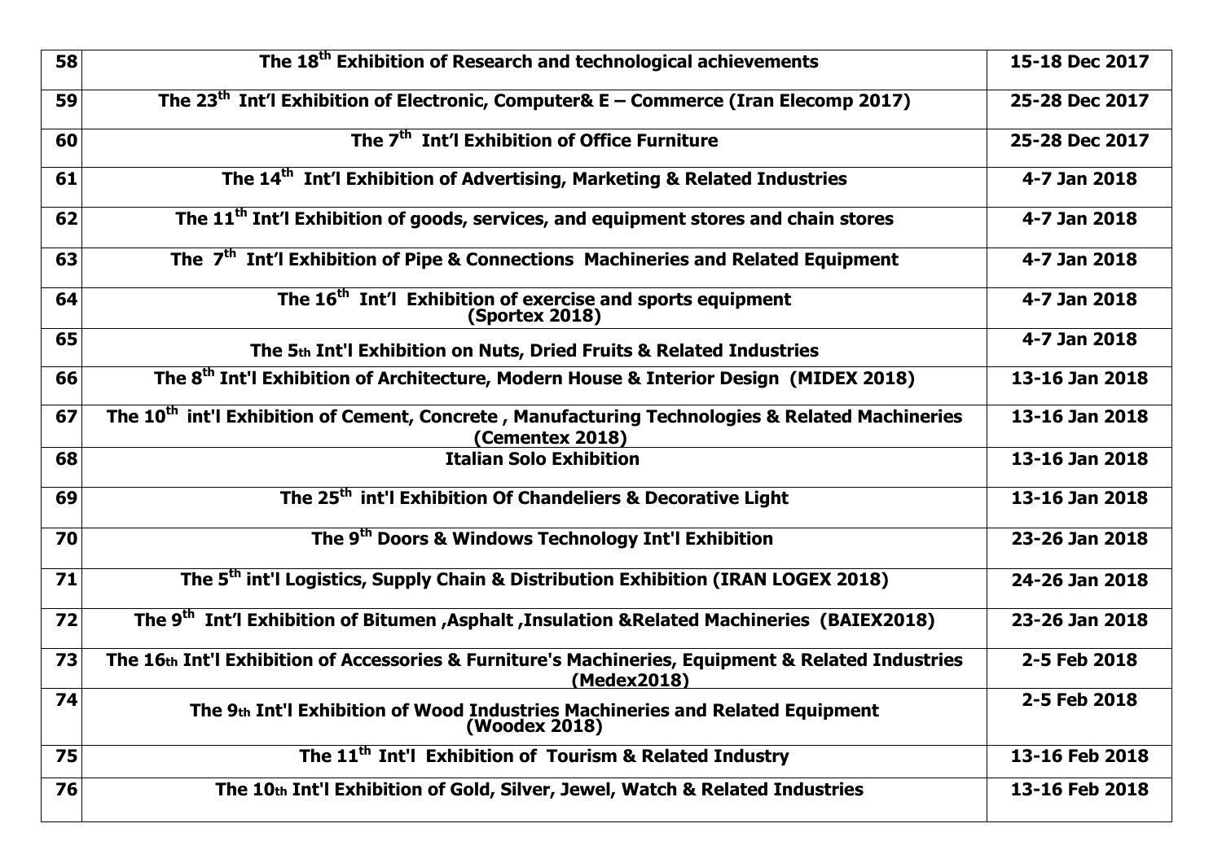| 58 | The 18th Exhibition of Research and technological achievements | 15-18 Dec 2017 |
|---|---|---|
| 59 | The 23th Int'l Exhibition of Electronic, Computer& E – Commerce (Iran Elecomp 2017) | 25-28 Dec 2017 |
| 60 | The 7th Int'l Exhibition of Office Furniture | 25-28 Dec 2017 |
| 61 | The 14th Int'l Exhibition of Advertising, Marketing & Related Industries | 4-7 Jan 2018 |
| 62 | The 11th Int'l Exhibition of goods, services, and equipment stores and chain stores | 4-7 Jan 2018 |
| 63 | The 7th Int'l Exhibition of Pipe & Connections Machineries and Related Equipment | 4-7 Jan 2018 |
| 64 | The 16th Int'l Exhibition of exercise and sports equipment (Sportex 2018) | 4-7 Jan 2018 |
| 65 | The 5th Int'l Exhibition on Nuts, Dried Fruits & Related Industries | 4-7 Jan 2018 |
| 66 | The 8th Int'l Exhibition of Architecture, Modern House & Interior Design (MIDEX 2018) | 13-16 Jan 2018 |
| 67 | The 10th int'l Exhibition of Cement, Concrete , Manufacturing Technologies & Related Machineries (Cementex 2018) | 13-16 Jan 2018 |
| 68 | Italian Solo Exhibition | 13-16 Jan 2018 |
| 69 | The 25th int'l Exhibition Of Chandeliers & Decorative Light | 13-16 Jan 2018 |
| 70 | The 9th Doors & Windows Technology Int'l Exhibition | 23-26 Jan 2018 |
| 71 | The 5th int'l Logistics, Supply Chain & Distribution Exhibition (IRAN LOGEX 2018) | 24-26 Jan 2018 |
| 72 | The 9th Int'l Exhibition of Bitumen ,Asphalt ,Insulation &Related Machineries (BAIEX2018) | 23-26 Jan 2018 |
| 73 | The 16th Int'l Exhibition of Accessories & Furniture's Machineries, Equipment & Related Industries (Medex2018) | 2-5 Feb 2018 |
| 74 | The 9th Int'l Exhibition of Wood Industries Machineries and Related Equipment (Woodex 2018) | 2-5 Feb 2018 |
| 75 | The 11th Int'l Exhibition of Tourism & Related Industry | 13-16 Feb 2018 |
| 76 | The 10th Int'l Exhibition of Gold, Silver, Jewel, Watch & Related Industries | 13-16 Feb 2018 |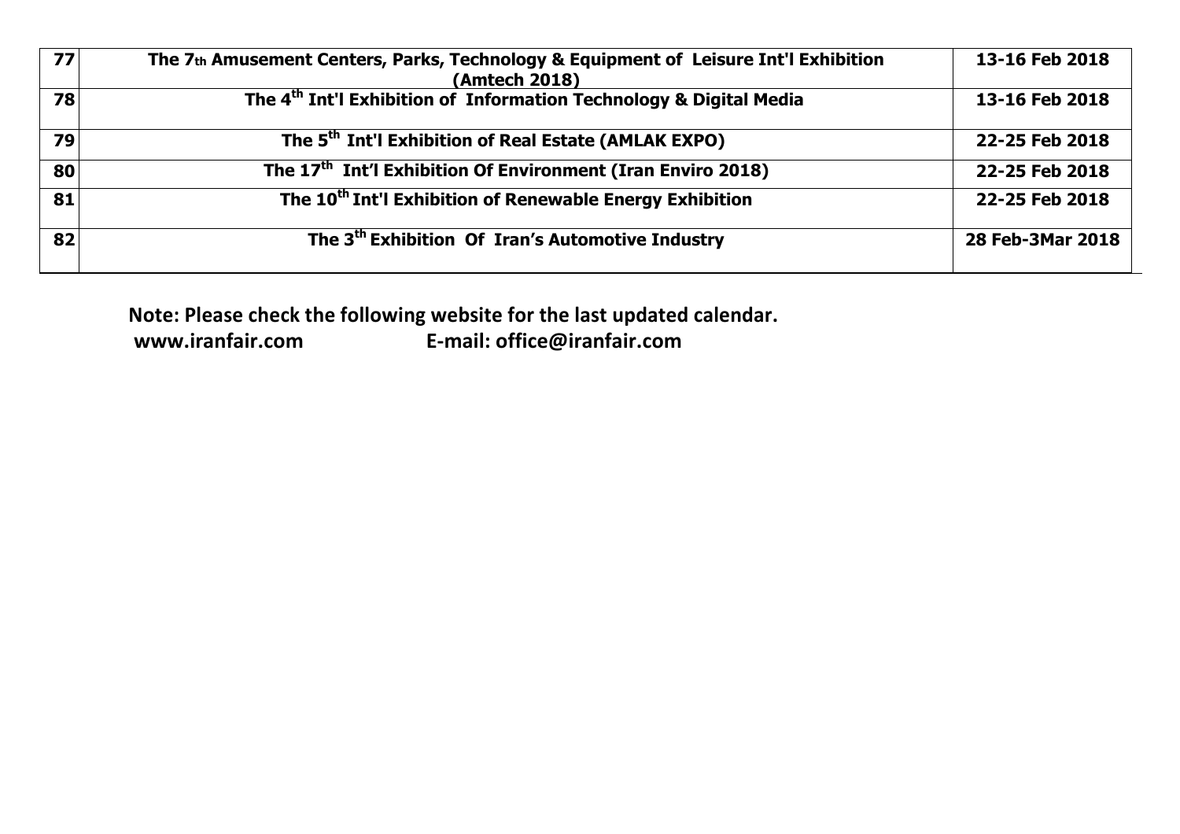| | | |
|---|---|---|
| **77** | **The 7th Amusement Centers, Parks, Technology & Equipment of Leisure Int'l Exhibition (Amtech 2018)** | **13-16 Feb 2018** |
| **78** | **The 4th Int'l Exhibition of Information Technology & Digital Media** | **13-16 Feb 2018** |
| **79** | **The 5th Int'l Exhibition of Real Estate (AMLAK EXPO)** | **22-25 Feb 2018** |
| **80** | **The 17th Int'l Exhibition Of Environment (Iran Enviro 2018)** | **22-25 Feb 2018** |
| **81** | **The 10th Int'l Exhibition of Renewable Energy Exhibition** | **22-25 Feb 2018** |
| **82** | **The 3th Exhibition Of Iran's Automotive Industry** | **28 Feb-3Mar 2018** |

**Note: Please check the following website for the last updated calendar.**
**www.iranfair.com E-mail: office@iranfair.com**